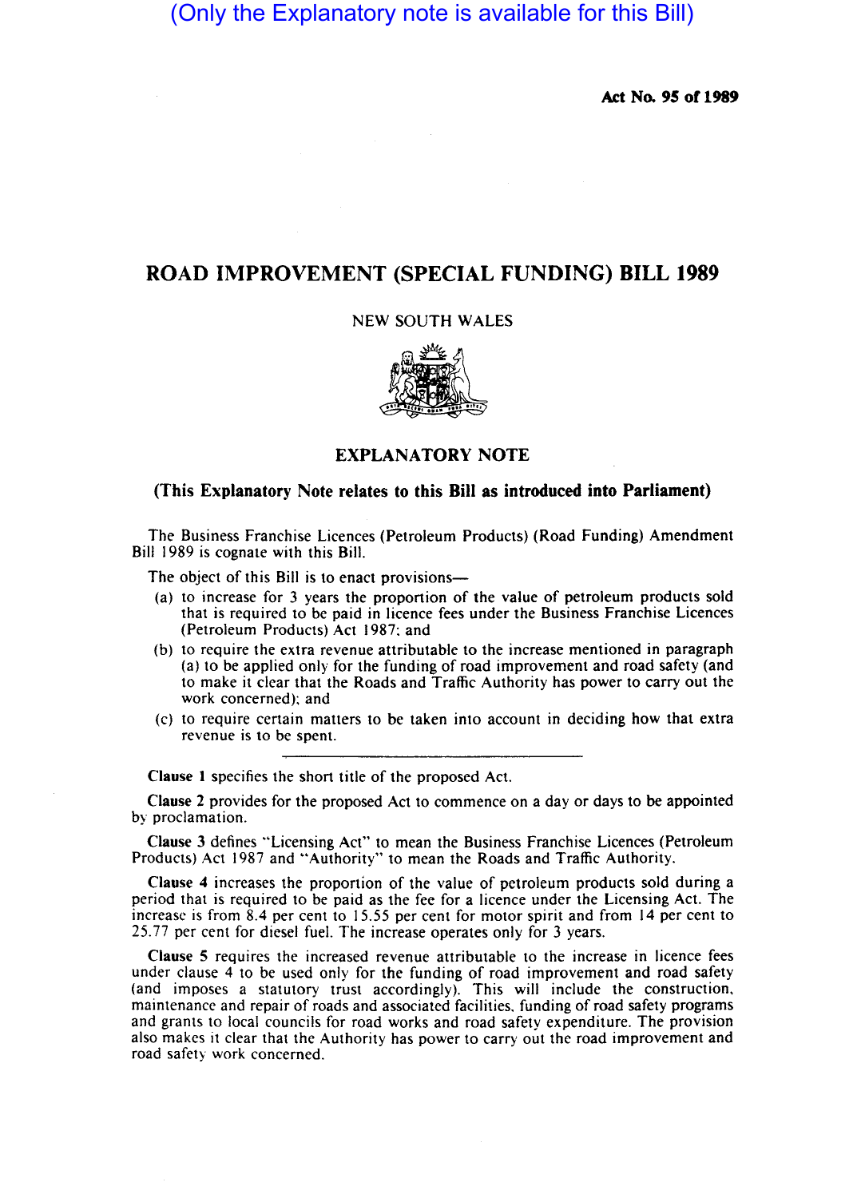(Only the Explanatory note is available for this Bill)

**Act No. 95 of 1989**

# ROAD IMPROVEMENT (SPECIAL FUNDING) BILL 1989

NEW SOUTH WALES

## EXPLANATORY NOTE

### (This Explanatory Note relates to this Bill as introduced into Parliament)

The Business Franchise Licences (Petroleum Products) (Road Funding) Amendment Bill 1989 is cognate with this Bill.

The object of this Bill is to enact provisions—

(a) to increase for 3 years the proportion of the value of petroleum products sold that is required to be paid in licence fees under the Business Franchise Licences (Petroleum Products) Act 1987; and

(b) to require the extra revenue attributable to the increase mentioned in paragraph (a) to be applied only for the funding of road improvement and road safety (and to make it clear that the Roads and Traffic Authority has power to carry out the work concerned); and

(c) to require certain matters to be taken into account in deciding how that extra revenue is to be spent.

---

**Clause 1** specifies the short title of the proposed Act.

**Clause 2** provides for the proposed Act to commence on a day or days to be appointed by proclamation.

**Clause 3** defines "Licensing Act" to mean the Business Franchise Licences (Petroleum Products) Act 1987 and "Authority" to mean the Roads and Traffic Authority.

**Clause 4** increases the proportion of the value of petroleum products sold during a period that is required to be paid as the fee for a licence under the Licensing Act. The increase is from 8.4 per cent to 15.55 per cent for motor spirit and from 14 per cent to 25.77 per cent for diesel fuel. The increase operates only for 3 years.

**Clause 5** requires the increased revenue attributable to the increase in licence fees under clause 4 to be used only for the funding of road improvement and road safety (and imposes a statutory trust accordingly). This will include the construction, maintenance and repair of roads and associated facilities, funding of road safety programs and grants to local councils for road works and road safety expenditure. The provision also makes it clear that the Authority has power to carry out the road improvement and road safety work concerned.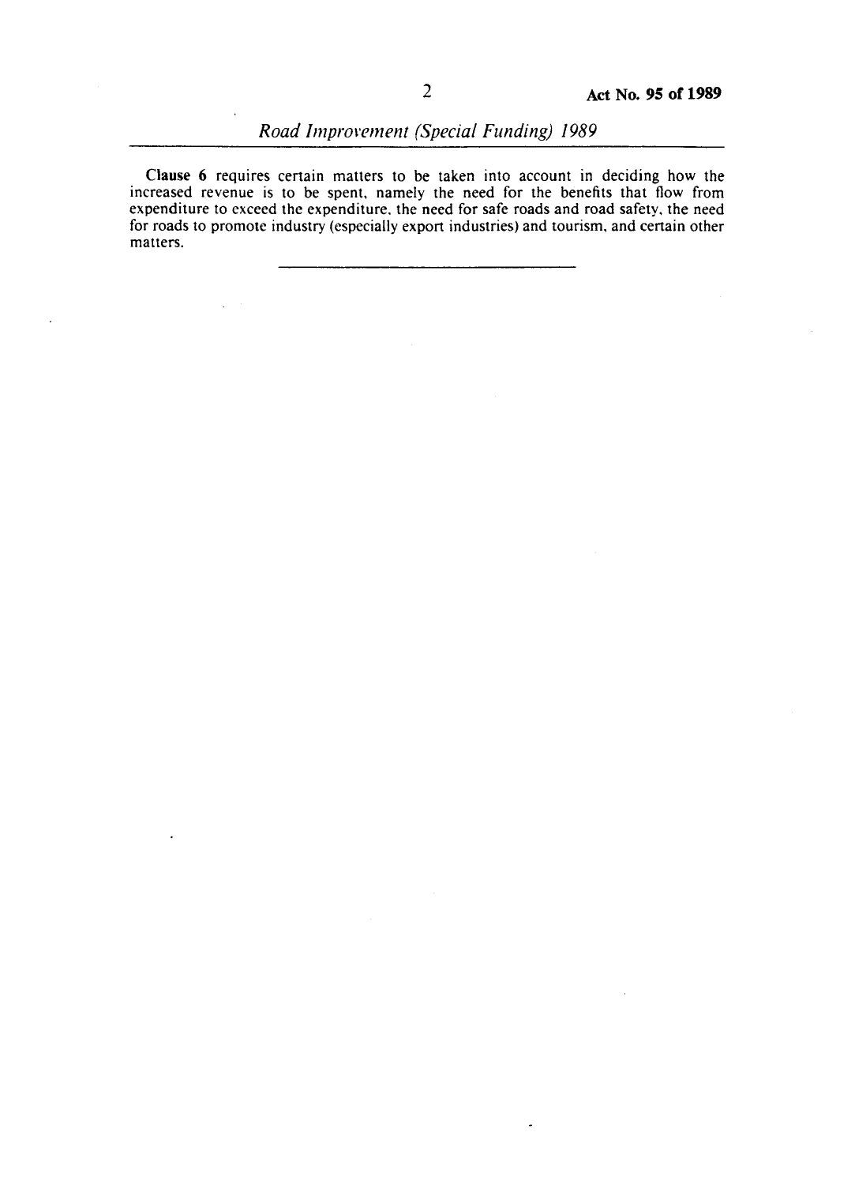**Clause 6** requires certain matters to be taken into account in deciding how the increased revenue is to be spent, namely the need for the benefits that flow from expenditure to exceed the expenditure, the need for safe roads and road safety, the need for roads to promote industry (especially export industries) and tourism, and certain other matters.